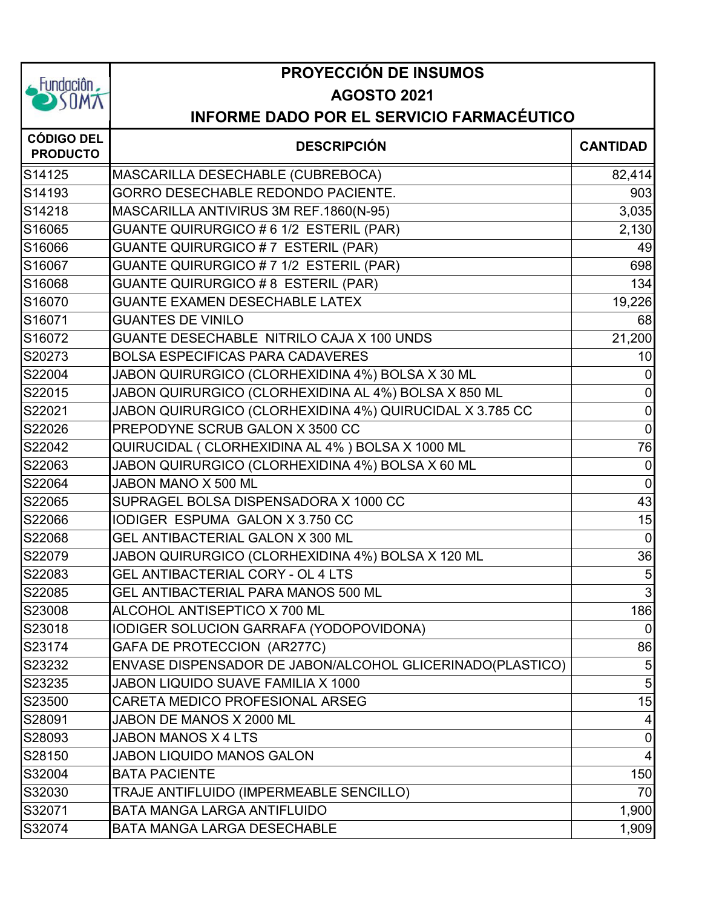Fundación SOMA

# PROYECCIÓN DE INSUMOS
## AGOSTO 2021
## INFORME DADO POR EL SERVICIO FARMACÉUTICO

| CÓDIGO DEL PRODUCTO | DESCRIPCIÓN | CANTIDAD |
|---|---|---|
| S14125 | MASCARILLA DESECHABLE (CUBREBOCA) | 82,414 |
| S14193 | GORRO DESECHABLE REDONDO PACIENTE. | 903 |
| S14218 | MASCARILLA ANTIVIRUS 3M REF.1860(N-95) | 3,035 |
| S16065 | GUANTE QUIRURGICO # 6 1/2 ESTERIL (PAR) | 2,130 |
| S16066 | GUANTE QUIRURGICO # 7 ESTERIL (PAR) | 49 |
| S16067 | GUANTE QUIRURGICO # 7 1/2 ESTERIL (PAR) | 698 |
| S16068 | GUANTE QUIRURGICO # 8 ESTERIL (PAR) | 134 |
| S16070 | GUANTE EXAMEN DESECHABLE LATEX | 19,226 |
| S16071 | GUANTES DE VINILO | 68 |
| S16072 | GUANTE DESECHABLE NITRILO CAJA X 100 UNDS | 21,200 |
| S20273 | BOLSA ESPECIFICAS PARA CADAVERES | 10 |
| S22004 | JABON QUIRURGICO (CLORHEXIDINA 4%) BOLSA X 30 ML | 0 |
| S22015 | JABON QUIRURGICO (CLORHEXIDINA AL 4%) BOLSA X 850 ML | 0 |
| S22021 | JABON QUIRURGICO (CLORHEXIDINA 4%) QUIRUCIDAL X 3.785 CC | 0 |
| S22026 | PREPODYNE SCRUB GALON X 3500 CC | 0 |
| S22042 | QUIRUCIDAL ( CLORHEXIDINA AL 4% ) BOLSA X 1000 ML | 76 |
| S22063 | JABON QUIRURGICO (CLORHEXIDINA 4%) BOLSA X 60 ML | 0 |
| S22064 | JABON MANO X 500 ML | 0 |
| S22065 | SUPRAGEL BOLSA DISPENSADORA X 1000 CC | 43 |
| S22066 | IODIGER ESPUMA GALON X 3.750 CC | 15 |
| S22068 | GEL ANTIBACTERIAL GALON X 300 ML | 0 |
| S22079 | JABON QUIRURGICO (CLORHEXIDINA 4%) BOLSA X 120 ML | 36 |
| S22083 | GEL ANTIBACTERIAL CORY - OL 4 LTS | 5 |
| S22085 | GEL ANTIBACTERIAL PARA MANOS 500 ML | 3 |
| S23008 | ALCOHOL ANTISEPTICO X 700 ML | 186 |
| S23018 | IODIGER SOLUCION GARRAFA (YODOPOVIDONA) | 0 |
| S23174 | GAFA DE PROTECCION (AR277C) | 86 |
| S23232 | ENVASE DISPENSADOR DE JABON/ALCOHOL GLICERINADO(PLASTICO) | 5 |
| S23235 | JABON LIQUIDO SUAVE FAMILIA X 1000 | 5 |
| S23500 | CARETA MEDICO PROFESIONAL ARSEG | 15 |
| S28091 | JABON DE MANOS X 2000 ML | 4 |
| S28093 | JABON MANOS X 4 LTS | 0 |
| S28150 | JABON LIQUIDO MANOS GALON | 4 |
| S32004 | BATA PACIENTE | 150 |
| S32030 | TRAJE ANTIFLUIDO (IMPERMEABLE SENCILLO) | 70 |
| S32071 | BATA MANGA LARGA ANTIFLUIDO | 1,900 |
| S32074 | BATA MANGA LARGA DESECHABLE | 1,909 |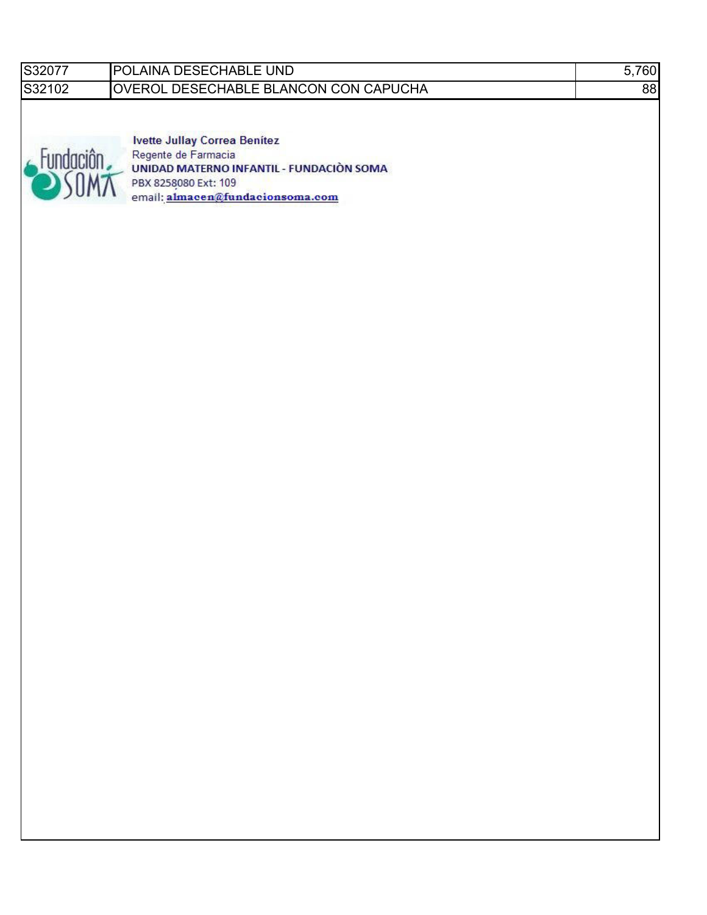| | | |
|---|---|---|
| S32077 | POLAINA DESECHABLE UND | 5,760 |
| S32102 | OVEROL DESECHABLE BLANCON CON CAPUCHA | 88 |

Fundaciôn SOMA

**Ivette Jullay Correa Benítez**
Regente de Farmacia
**UNIDAD MATERNO INFANTIL - FUNDACIÒN SOMA**
PBX 8258080 Ext: 109
email: almacen@fundacionsoma.com